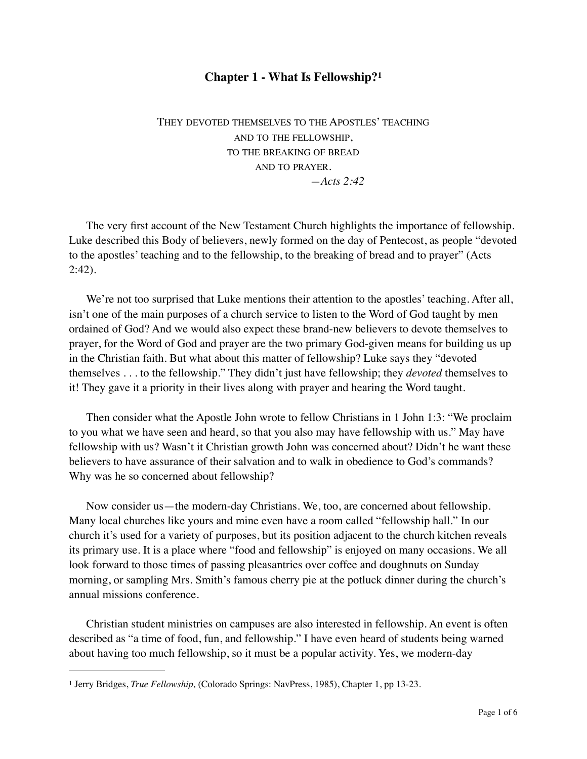# Chapter 1 - What Is Fellowship?[1]

THEY DEVOTED THEMSELVES TO THE APOSTLES' TEACHING
AND TO THE FELLOWSHIP,
TO THE BREAKING OF BREAD
AND TO PRAYER.
*—Acts 2:42*

The very first account of the New Testament Church highlights the importance of fellowship. Luke described this Body of believers, newly formed on the day of Pentecost, as people "devoted to the apostles' teaching and to the fellowship, to the breaking of bread and to prayer" (Acts 2:42).

We're not too surprised that Luke mentions their attention to the apostles' teaching. After all, isn't one of the main purposes of a church service to listen to the Word of God taught by men ordained of God? And we would also expect these brand-new believers to devote themselves to prayer, for the Word of God and prayer are the two primary God-given means for building us up in the Christian faith. But what about this matter of fellowship? Luke says they "devoted themselves . . . to the fellowship." They didn't just have fellowship; they *devoted* themselves to it! They gave it a priority in their lives along with prayer and hearing the Word taught.

Then consider what the Apostle John wrote to fellow Christians in 1 John 1:3: "We proclaim to you what we have seen and heard, so that you also may have fellowship with us." May have fellowship with us? Wasn't it Christian growth John was concerned about? Didn't he want these believers to have assurance of their salvation and to walk in obedience to God's commands? Why was he so concerned about fellowship?

Now consider us—the modern-day Christians. We, too, are concerned about fellowship. Many local churches like yours and mine even have a room called "fellowship hall." In our church it's used for a variety of purposes, but its position adjacent to the church kitchen reveals its primary use. It is a place where "food and fellowship" is enjoyed on many occasions. We all look forward to those times of passing pleasantries over coffee and doughnuts on Sunday morning, or sampling Mrs. Smith's famous cherry pie at the potluck dinner during the church's annual missions conference.

Christian student ministries on campuses are also interested in fellowship. An event is often described as "a time of food, fun, and fellowship." I have even heard of students being warned about having too much fellowship, so it must be a popular activity. Yes, we modern-day

---

[1] Jerry Bridges, *True Fellowship,* (Colorado Springs: NavPress, 1985), Chapter 1, pp 13-23.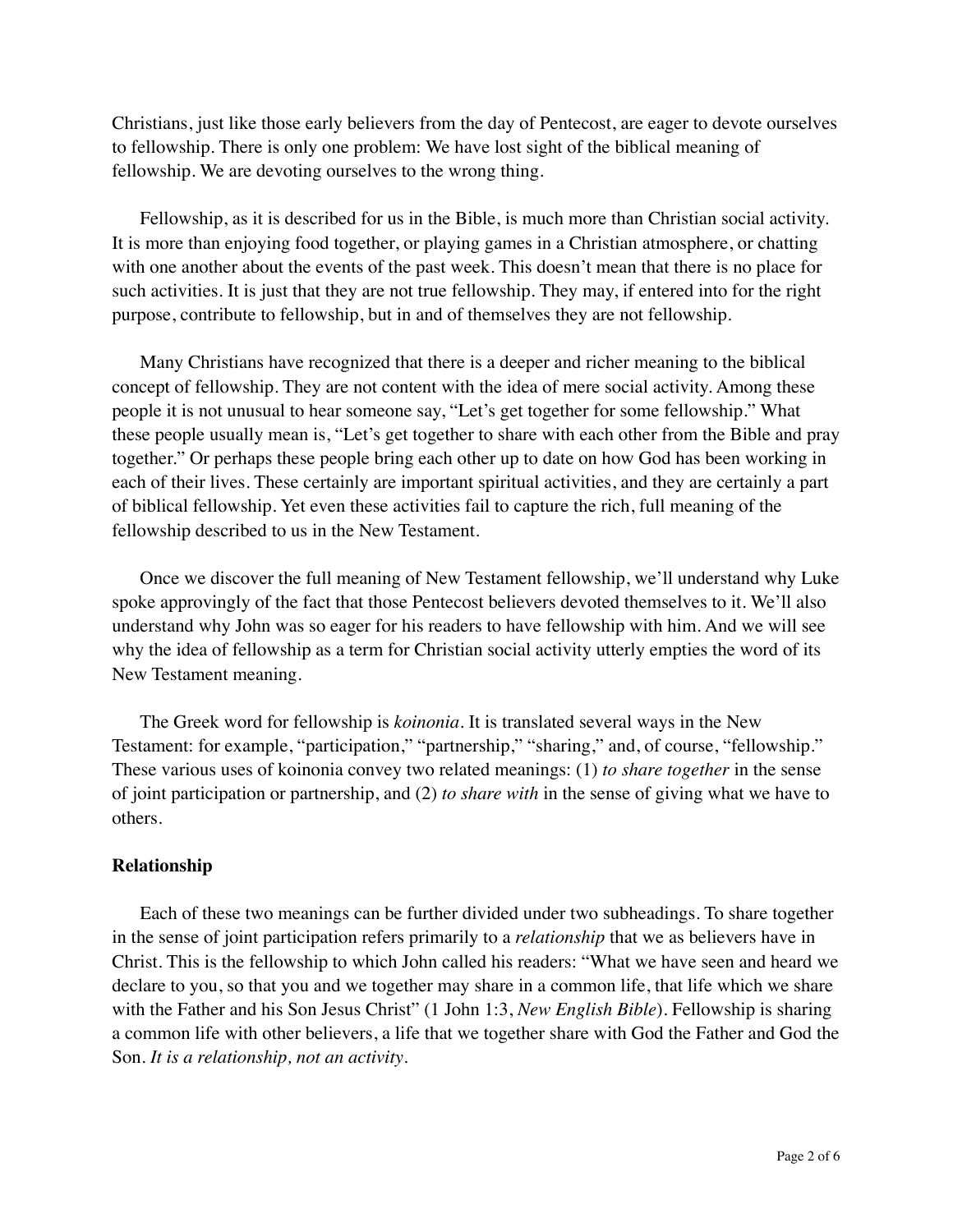Christians, just like those early believers from the day of Pentecost, are eager to devote ourselves to fellowship. There is only one problem: We have lost sight of the biblical meaning of fellowship. We are devoting ourselves to the wrong thing.

Fellowship, as it is described for us in the Bible, is much more than Christian social activity. It is more than enjoying food together, or playing games in a Christian atmosphere, or chatting with one another about the events of the past week. This doesn't mean that there is no place for such activities. It is just that they are not true fellowship. They may, if entered into for the right purpose, contribute to fellowship, but in and of themselves they are not fellowship.

Many Christians have recognized that there is a deeper and richer meaning to the biblical concept of fellowship. They are not content with the idea of mere social activity. Among these people it is not unusual to hear someone say, "Let's get together for some fellowship." What these people usually mean is, "Let's get together to share with each other from the Bible and pray together." Or perhaps these people bring each other up to date on how God has been working in each of their lives. These certainly are important spiritual activities, and they are certainly a part of biblical fellowship. Yet even these activities fail to capture the rich, full meaning of the fellowship described to us in the New Testament.

Once we discover the full meaning of New Testament fellowship, we'll understand why Luke spoke approvingly of the fact that those Pentecost believers devoted themselves to it. We'll also understand why John was so eager for his readers to have fellowship with him. And we will see why the idea of fellowship as a term for Christian social activity utterly empties the word of its New Testament meaning.

The Greek word for fellowship is *koinonia*. It is translated several ways in the New Testament: for example, "participation," "partnership," "sharing," and, of course, "fellowship." These various uses of koinonia convey two related meanings: (1) *to share together* in the sense of joint participation or partnership, and (2) *to share with* in the sense of giving what we have to others.

**Relationship**

Each of these two meanings can be further divided under two subheadings. To share together in the sense of joint participation refers primarily to a *relationship* that we as believers have in Christ. This is the fellowship to which John called his readers: "What we have seen and heard we declare to you, so that you and we together may share in a common life, that life which we share with the Father and his Son Jesus Christ" (1 John 1:3, *New English Bible*). Fellowship is sharing a common life with other believers, a life that we together share with God the Father and God the Son. *It is a relationship, not an activity.*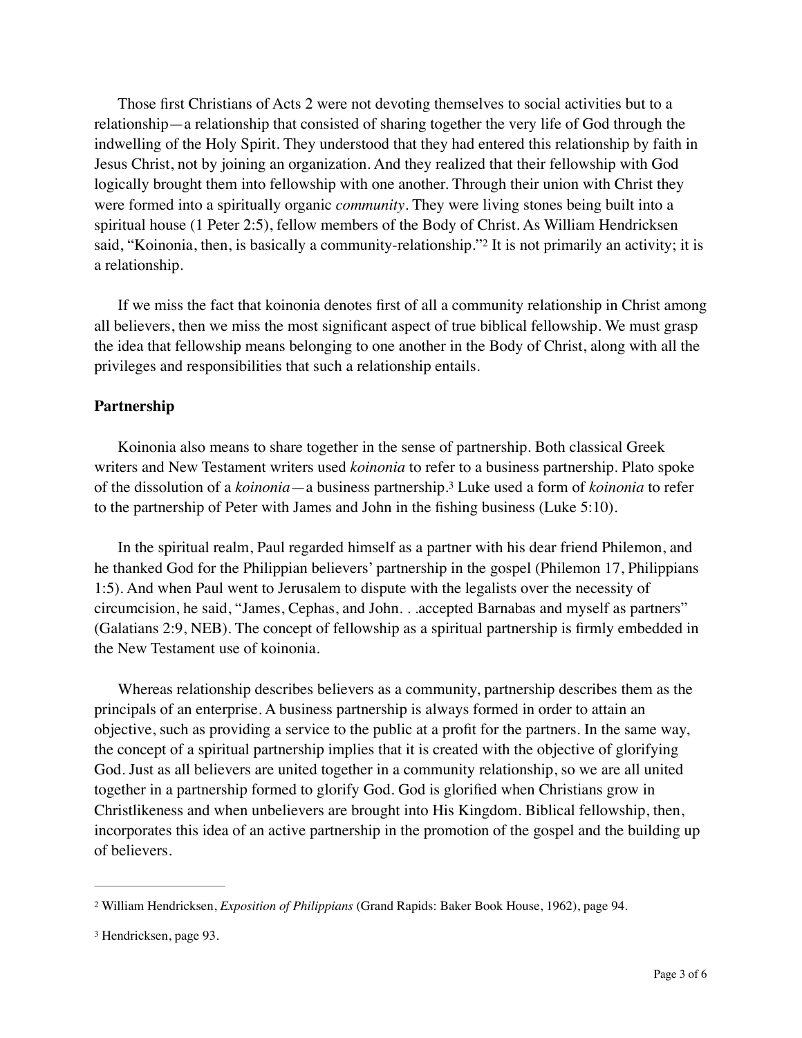Those first Christians of Acts 2 were not devoting themselves to social activities but to a relationship—a relationship that consisted of sharing together the very life of God through the indwelling of the Holy Spirit. They understood that they had entered this relationship by faith in Jesus Christ, not by joining an organization. And they realized that their fellowship with God logically brought them into fellowship with one another. Through their union with Christ they were formed into a spiritually organic *community*. They were living stones being built into a spiritual house (1 Peter 2:5), fellow members of the Body of Christ. As William Hendricksen said, "Koinonia, then, is basically a community-relationship."[2] It is not primarily an activity; it is a relationship.

If we miss the fact that koinonia denotes first of all a community relationship in Christ among all believers, then we miss the most significant aspect of true biblical fellowship. We must grasp the idea that fellowship means belonging to one another in the Body of Christ, along with all the privileges and responsibilities that such a relationship entails.

**Partnership**

Koinonia also means to share together in the sense of partnership. Both classical Greek writers and New Testament writers used *koinonia* to refer to a business partnership. Plato spoke of the dissolution of a *koinonia*—a business partnership.[3] Luke used a form of *koinonia* to refer to the partnership of Peter with James and John in the fishing business (Luke 5:10).

In the spiritual realm, Paul regarded himself as a partner with his dear friend Philemon, and he thanked God for the Philippian believers' partnership in the gospel (Philemon 17, Philippians 1:5). And when Paul went to Jerusalem to dispute with the legalists over the necessity of circumcision, he said, "James, Cephas, and John. . .accepted Barnabas and myself as partners" (Galatians 2:9, NEB). The concept of fellowship as a spiritual partnership is firmly embedded in the New Testament use of koinonia.

Whereas relationship describes believers as a community, partnership describes them as the principals of an enterprise. A business partnership is always formed in order to attain an objective, such as providing a service to the public at a profit for the partners. In the same way, the concept of a spiritual partnership implies that it is created with the objective of glorifying God. Just as all believers are united together in a community relationship, so we are all united together in a partnership formed to glorify God. God is glorified when Christians grow in Christlikeness and when unbelievers are brought into His Kingdom. Biblical fellowship, then, incorporates this idea of an active partnership in the promotion of the gospel and the building up of believers.

---

[2] William Hendricksen, *Exposition of Philippians* (Grand Rapids: Baker Book House, 1962), page 94.

[3] Hendricksen, page 93.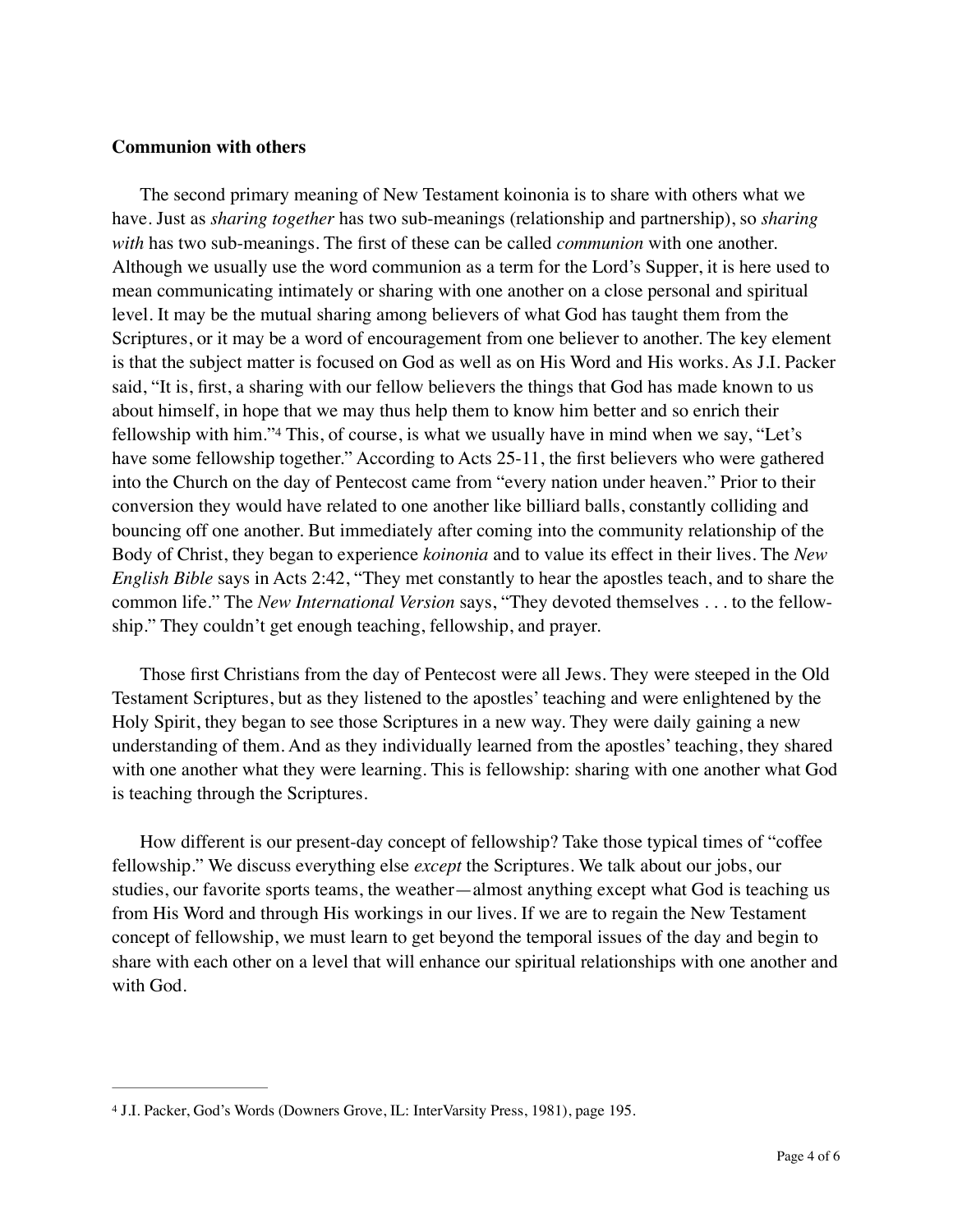**Communion with others**

The second primary meaning of New Testament koinonia is to share with others what we have. Just as *sharing together* has two sub-meanings (relationship and partnership), so *sharing with* has two sub-meanings. The first of these can be called *communion* with one another. Although we usually use the word communion as a term for the Lord's Supper, it is here used to mean communicating intimately or sharing with one another on a close personal and spiritual level. It may be the mutual sharing among believers of what God has taught them from the Scriptures, or it may be a word of encouragement from one believer to another. The key element is that the subject matter is focused on God as well as on His Word and His works. As J.I. Packer said, "It is, first, a sharing with our fellow believers the things that God has made known to us about himself, in hope that we may thus help them to know him better and so enrich their fellowship with him."[4] This, of course, is what we usually have in mind when we say, "Let's have some fellowship together." According to Acts 25-11, the first believers who were gathered into the Church on the day of Pentecost came from "every nation under heaven." Prior to their conversion they would have related to one another like billiard balls, constantly colliding and bouncing off one another. But immediately after coming into the community relationship of the Body of Christ, they began to experience *koinonia* and to value its effect in their lives. The *New English Bible* says in Acts 2:42, "They met constantly to hear the apostles teach, and to share the common life." The *New International Version* says, "They devoted themselves . . . to the fellowship." They couldn't get enough teaching, fellowship, and prayer.

Those first Christians from the day of Pentecost were all Jews. They were steeped in the Old Testament Scriptures, but as they listened to the apostles' teaching and were enlightened by the Holy Spirit, they began to see those Scriptures in a new way. They were daily gaining a new understanding of them. And as they individually learned from the apostles' teaching, they shared with one another what they were learning. This is fellowship: sharing with one another what God is teaching through the Scriptures.

How different is our present-day concept of fellowship? Take those typical times of "coffee fellowship." We discuss everything else *except* the Scriptures. We talk about our jobs, our studies, our favorite sports teams, the weather—almost anything except what God is teaching us from His Word and through His workings in our lives. If we are to regain the New Testament concept of fellowship, we must learn to get beyond the temporal issues of the day and begin to share with each other on a level that will enhance our spiritual relationships with one another and with God.

---

[4] J.I. Packer, God's Words (Downers Grove, IL: InterVarsity Press, 1981), page 195.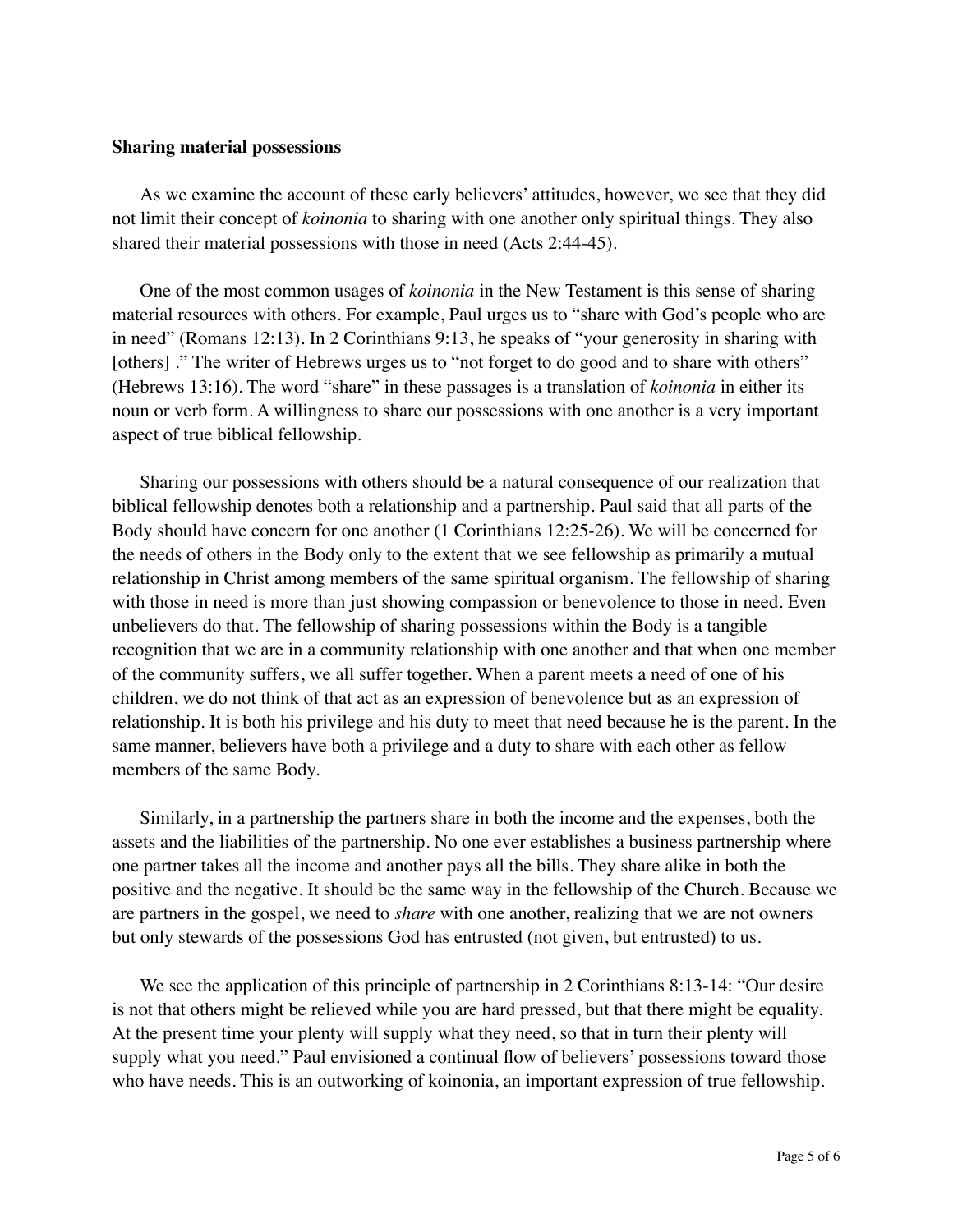**Sharing material possessions**

As we examine the account of these early believers' attitudes, however, we see that they did not limit their concept of *koinonia* to sharing with one another only spiritual things. They also shared their material possessions with those in need (Acts 2:44-45).

One of the most common usages of *koinonia* in the New Testament is this sense of sharing material resources with others. For example, Paul urges us to "share with God's people who are in need" (Romans 12:13). In 2 Corinthians 9:13, he speaks of "your generosity in sharing with [others] ." The writer of Hebrews urges us to "not forget to do good and to share with others" (Hebrews 13:16). The word "share" in these passages is a translation of *koinonia* in either its noun or verb form. A willingness to share our possessions with one another is a very important aspect of true biblical fellowship.

Sharing our possessions with others should be a natural consequence of our realization that biblical fellowship denotes both a relationship and a partnership. Paul said that all parts of the Body should have concern for one another (1 Corinthians 12:25-26). We will be concerned for the needs of others in the Body only to the extent that we see fellowship as primarily a mutual relationship in Christ among members of the same spiritual organism. The fellowship of sharing with those in need is more than just showing compassion or benevolence to those in need. Even unbelievers do that. The fellowship of sharing possessions within the Body is a tangible recognition that we are in a community relationship with one another and that when one member of the community suffers, we all suffer together. When a parent meets a need of one of his children, we do not think of that act as an expression of benevolence but as an expression of relationship. It is both his privilege and his duty to meet that need because he is the parent. In the same manner, believers have both a privilege and a duty to share with each other as fellow members of the same Body.

Similarly, in a partnership the partners share in both the income and the expenses, both the assets and the liabilities of the partnership. No one ever establishes a business partnership where one partner takes all the income and another pays all the bills. They share alike in both the positive and the negative. It should be the same way in the fellowship of the Church. Because we are partners in the gospel, we need to *share* with one another, realizing that we are not owners but only stewards of the possessions God has entrusted (not given, but entrusted) to us.

We see the application of this principle of partnership in 2 Corinthians 8:13-14: "Our desire is not that others might be relieved while you are hard pressed, but that there might be equality. At the present time your plenty will supply what they need, so that in turn their plenty will supply what you need." Paul envisioned a continual flow of believers' possessions toward those who have needs. This is an outworking of koinonia, an important expression of true fellowship.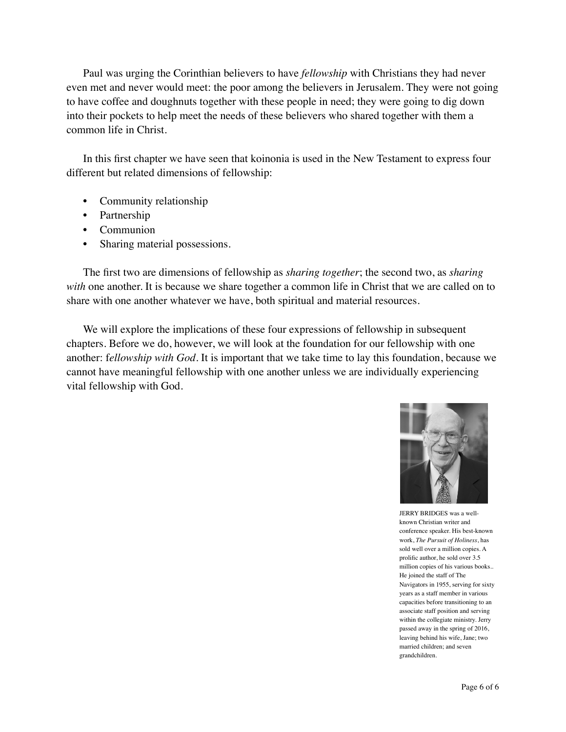Paul was urging the Corinthian believers to have *fellowship* with Christians they had never even met and never would meet: the poor among the believers in Jerusalem. They were not going to have coffee and doughnuts together with these people in need; they were going to dig down into their pockets to help meet the needs of these believers who shared together with them a common life in Christ.

In this first chapter we have seen that koinonia is used in the New Testament to express four different but related dimensions of fellowship:

- Community relationship
- Partnership
- Communion
- Sharing material possessions.

The first two are dimensions of fellowship as *sharing together*; the second two, as *sharing with* one another. It is because we share together a common life in Christ that we are called on to share with one another whatever we have, both spiritual and material resources.

We will explore the implications of these four expressions of fellowship in subsequent chapters. Before we do, however, we will look at the foundation for our fellowship with one another: f*ellowship with God*. It is important that we take time to lay this foundation, because we cannot have meaningful fellowship with one another unless we are individually experiencing vital fellowship with God.

JERRY BRIDGES was a well-known Christian writer and conference speaker. His best-known work, *The Pursuit of Holiness*, has sold well over a million copies. A prolific author, he sold over 3.5 million copies of his various books.. He joined the staff of The Navigators in 1955, serving for sixty years as a staff member in various capacities before transitioning to an associate staff position and serving within the collegiate ministry. Jerry passed away in the spring of 2016, leaving behind his wife, Jane; two married children; and seven grandchildren.